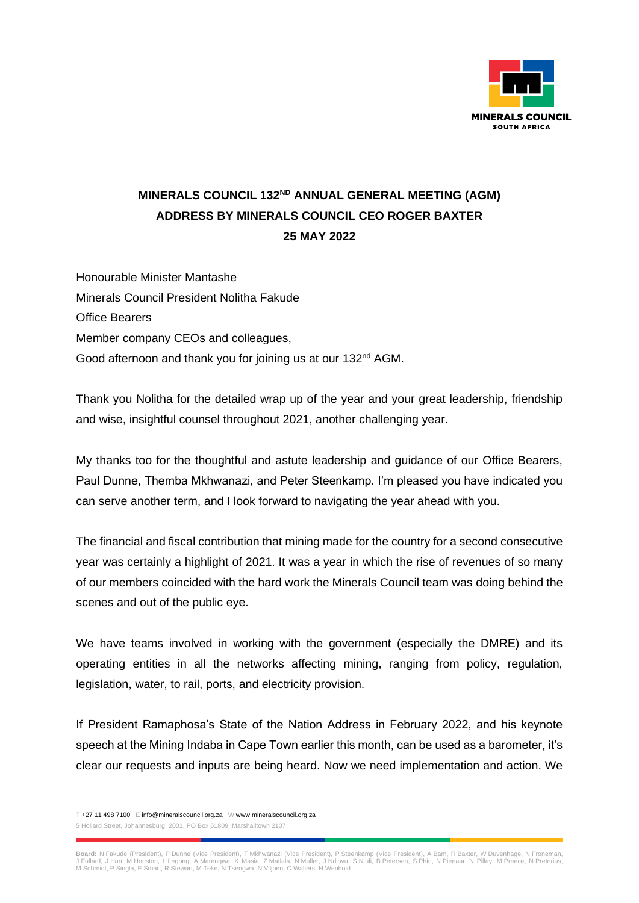# MINERALS COUNCIL 132ND ANNUAL GENERAL MEETING (AGM)
## ADDRESS BY MINERALS COUNCIL CEO ROGER BAXTER
## 25 MAY 2022

Honourable Minister Mantashe
Minerals Council President Nolitha Fakude
Office Bearers
Member company CEOs and colleagues,
Good afternoon and thank you for joining us at our 132nd AGM.

Thank you Nolitha for the detailed wrap up of the year and your great leadership, friendship and wise, insightful counsel throughout 2021, another challenging year.

My thanks too for the thoughtful and astute leadership and guidance of our Office Bearers, Paul Dunne, Themba Mkhwanazi, and Peter Steenkamp. I'm pleased you have indicated you can serve another term, and I look forward to navigating the year ahead with you.

The financial and fiscal contribution that mining made for the country for a second consecutive year was certainly a highlight of 2021. It was a year in which the rise of revenues of so many of our members coincided with the hard work the Minerals Council team was doing behind the scenes and out of the public eye.

We have teams involved in working with the government (especially the DMRE) and its operating entities in all the networks affecting mining, ranging from policy, regulation, legislation, water, to rail, ports, and electricity provision.

If President Ramaphosa's State of the Nation Address in February 2022, and his keynote speech at the Mining Indaba in Cape Town earlier this month, can be used as a barometer, it's clear our requests and inputs are being heard. Now we need implementation and action. We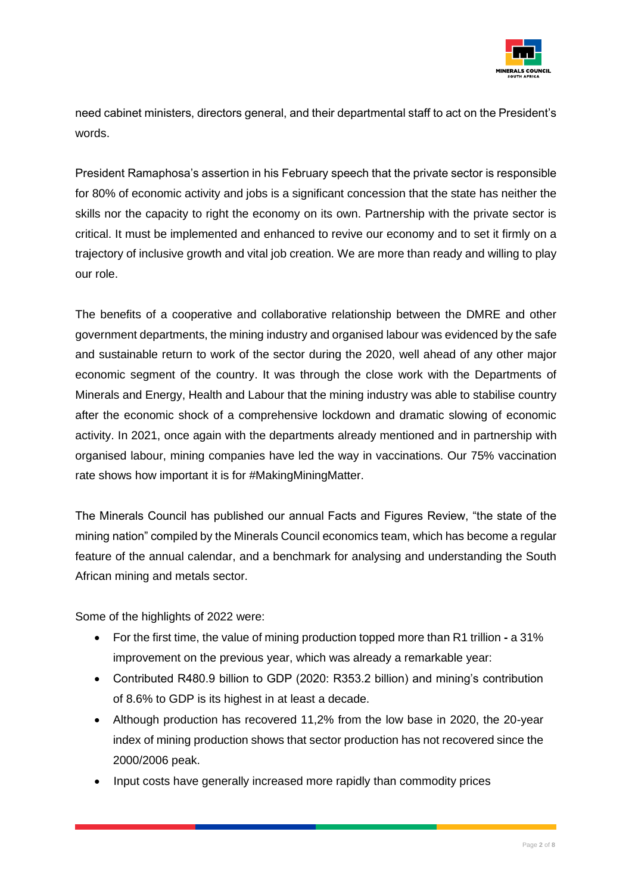need cabinet ministers, directors general, and their departmental staff to act on the President's words.

President Ramaphosa's assertion in his February speech that the private sector is responsible for 80% of economic activity and jobs is a significant concession that the state has neither the skills nor the capacity to right the economy on its own. Partnership with the private sector is critical. It must be implemented and enhanced to revive our economy and to set it firmly on a trajectory of inclusive growth and vital job creation. We are more than ready and willing to play our role.

The benefits of a cooperative and collaborative relationship between the DMRE and other government departments, the mining industry and organised labour was evidenced by the safe and sustainable return to work of the sector during the 2020, well ahead of any other major economic segment of the country. It was through the close work with the Departments of Minerals and Energy, Health and Labour that the mining industry was able to stabilise country after the economic shock of a comprehensive lockdown and dramatic slowing of economic activity. In 2021, once again with the departments already mentioned and in partnership with organised labour, mining companies have led the way in vaccinations. Our 75% vaccination rate shows how important it is for #MakingMiningMatter.

The Minerals Council has published our annual Facts and Figures Review, "the state of the mining nation" compiled by the Minerals Council economics team, which has become a regular feature of the annual calendar, and a benchmark for analysing and understanding the South African mining and metals sector.

Some of the highlights of 2022 were:

- For the first time, the value of mining production topped more than R1 trillion **-** a 31% improvement on the previous year, which was already a remarkable year:
- Contributed R480.9 billion to GDP (2020: R353.2 billion) and mining's contribution of 8.6% to GDP is its highest in at least a decade.
- Although production has recovered 11,2% from the low base in 2020, the 20-year index of mining production shows that sector production has not recovered since the 2000/2006 peak.
- Input costs have generally increased more rapidly than commodity prices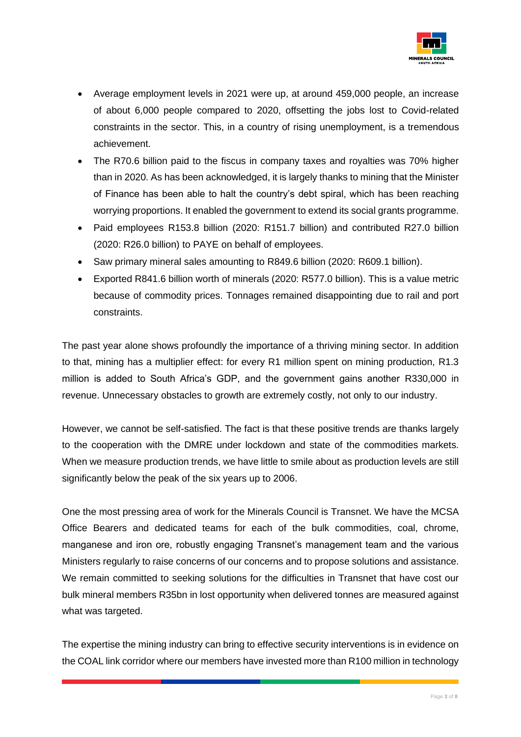- Average employment levels in 2021 were up, at around 459,000 people, an increase of about 6,000 people compared to 2020, offsetting the jobs lost to Covid-related constraints in the sector. This, in a country of rising unemployment, is a tremendous achievement.
- The R70.6 billion paid to the fiscus in company taxes and royalties was 70% higher than in 2020. As has been acknowledged, it is largely thanks to mining that the Minister of Finance has been able to halt the country's debt spiral, which has been reaching worrying proportions. It enabled the government to extend its social grants programme.
- Paid employees R153.8 billion (2020: R151.7 billion) and contributed R27.0 billion (2020: R26.0 billion) to PAYE on behalf of employees.
- Saw primary mineral sales amounting to R849.6 billion (2020: R609.1 billion).
- Exported R841.6 billion worth of minerals (2020: R577.0 billion). This is a value metric because of commodity prices. Tonnages remained disappointing due to rail and port constraints.

The past year alone shows profoundly the importance of a thriving mining sector. In addition to that, mining has a multiplier effect: for every R1 million spent on mining production, R1.3 million is added to South Africa's GDP, and the government gains another R330,000 in revenue. Unnecessary obstacles to growth are extremely costly, not only to our industry.

However, we cannot be self-satisfied. The fact is that these positive trends are thanks largely to the cooperation with the DMRE under lockdown and state of the commodities markets. When we measure production trends, we have little to smile about as production levels are still significantly below the peak of the six years up to 2006.

One the most pressing area of work for the Minerals Council is Transnet. We have the MCSA Office Bearers and dedicated teams for each of the bulk commodities, coal, chrome, manganese and iron ore, robustly engaging Transnet's management team and the various Ministers regularly to raise concerns of our concerns and to propose solutions and assistance. We remain committed to seeking solutions for the difficulties in Transnet that have cost our bulk mineral members R35bn in lost opportunity when delivered tonnes are measured against what was targeted.

The expertise the mining industry can bring to effective security interventions is in evidence on the COAL link corridor where our members have invested more than R100 million in technology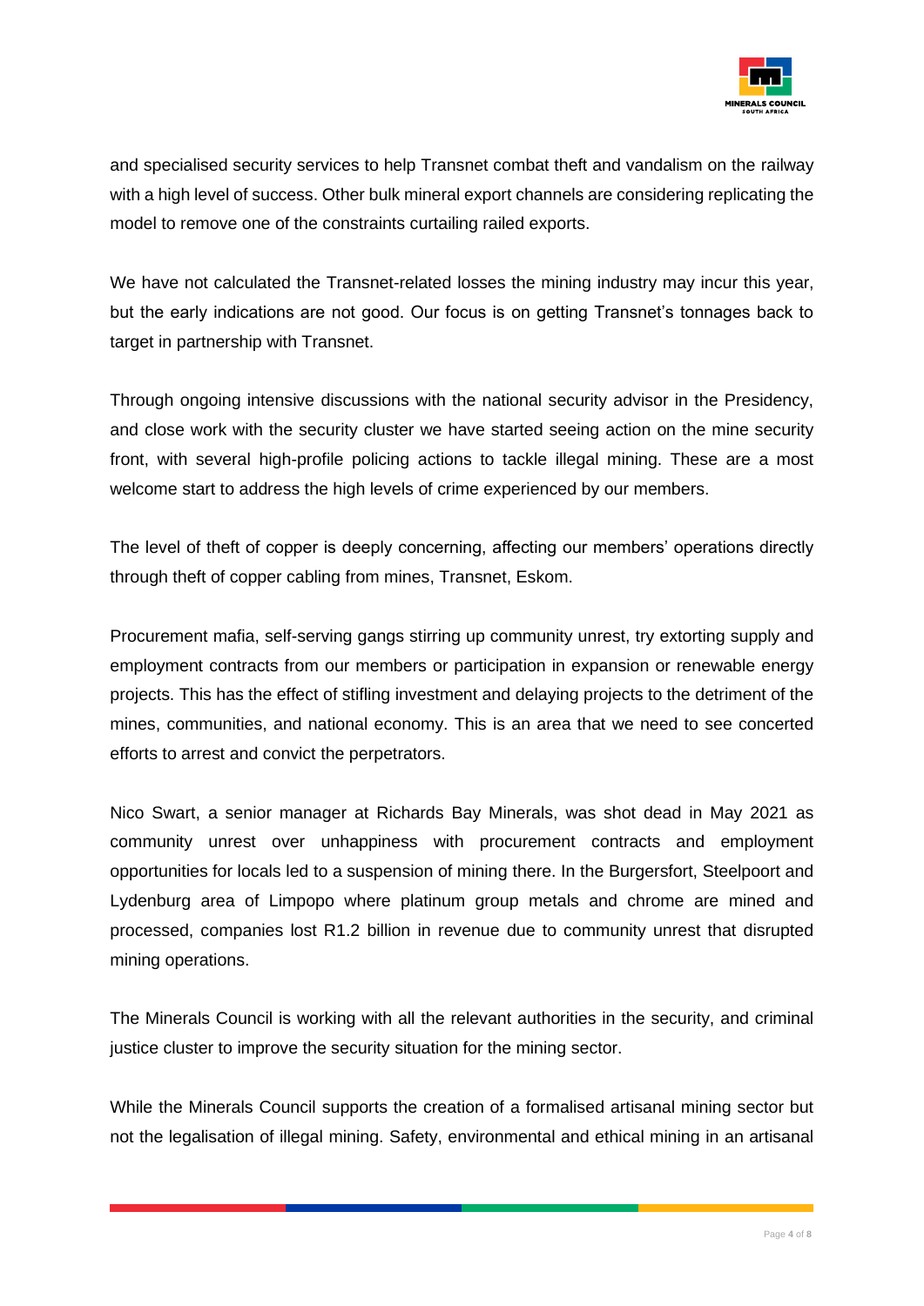and specialised security services to help Transnet combat theft and vandalism on the railway with a high level of success. Other bulk mineral export channels are considering replicating the model to remove one of the constraints curtailing railed exports.

We have not calculated the Transnet-related losses the mining industry may incur this year, but the early indications are not good. Our focus is on getting Transnet's tonnages back to target in partnership with Transnet.

Through ongoing intensive discussions with the national security advisor in the Presidency, and close work with the security cluster we have started seeing action on the mine security front, with several high-profile policing actions to tackle illegal mining. These are a most welcome start to address the high levels of crime experienced by our members.

The level of theft of copper is deeply concerning, affecting our members' operations directly through theft of copper cabling from mines, Transnet, Eskom.

Procurement mafia, self-serving gangs stirring up community unrest, try extorting supply and employment contracts from our members or participation in expansion or renewable energy projects. This has the effect of stifling investment and delaying projects to the detriment of the mines, communities, and national economy. This is an area that we need to see concerted efforts to arrest and convict the perpetrators.

Nico Swart, a senior manager at Richards Bay Minerals, was shot dead in May 2021 as community unrest over unhappiness with procurement contracts and employment opportunities for locals led to a suspension of mining there. In the Burgersfort, Steelpoort and Lydenburg area of Limpopo where platinum group metals and chrome are mined and processed, companies lost R1.2 billion in revenue due to community unrest that disrupted mining operations.

The Minerals Council is working with all the relevant authorities in the security, and criminal justice cluster to improve the security situation for the mining sector.

While the Minerals Council supports the creation of a formalised artisanal mining sector but not the legalisation of illegal mining. Safety, environmental and ethical mining in an artisanal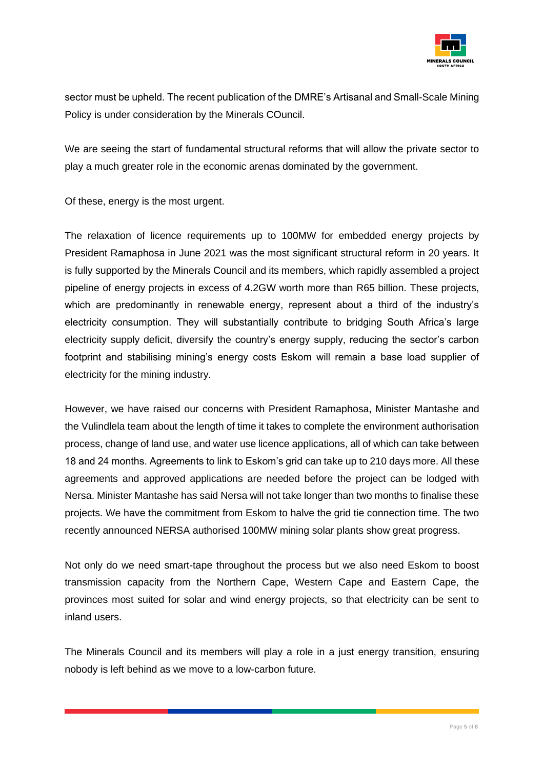sector must be upheld. The recent publication of the DMRE's Artisanal and Small-Scale Mining Policy is under consideration by the Minerals COuncil.

We are seeing the start of fundamental structural reforms that will allow the private sector to play a much greater role in the economic arenas dominated by the government.

Of these, energy is the most urgent.

The relaxation of licence requirements up to 100MW for embedded energy projects by President Ramaphosa in June 2021 was the most significant structural reform in 20 years. It is fully supported by the Minerals Council and its members, which rapidly assembled a project pipeline of energy projects in excess of 4.2GW worth more than R65 billion. These projects, which are predominantly in renewable energy, represent about a third of the industry's electricity consumption. They will substantially contribute to bridging South Africa's large electricity supply deficit, diversify the country's energy supply, reducing the sector's carbon footprint and stabilising mining's energy costs Eskom will remain a base load supplier of electricity for the mining industry.

However, we have raised our concerns with President Ramaphosa, Minister Mantashe and the Vulindlela team about the length of time it takes to complete the environment authorisation process, change of land use, and water use licence applications, all of which can take between 18 and 24 months. Agreements to link to Eskom's grid can take up to 210 days more. All these agreements and approved applications are needed before the project can be lodged with Nersa. Minister Mantashe has said Nersa will not take longer than two months to finalise these projects. We have the commitment from Eskom to halve the grid tie connection time. The two recently announced NERSA authorised 100MW mining solar plants show great progress.

Not only do we need smart-tape throughout the process but we also need Eskom to boost transmission capacity from the Northern Cape, Western Cape and Eastern Cape, the provinces most suited for solar and wind energy projects, so that electricity can be sent to inland users.

The Minerals Council and its members will play a role in a just energy transition, ensuring nobody is left behind as we move to a low-carbon future.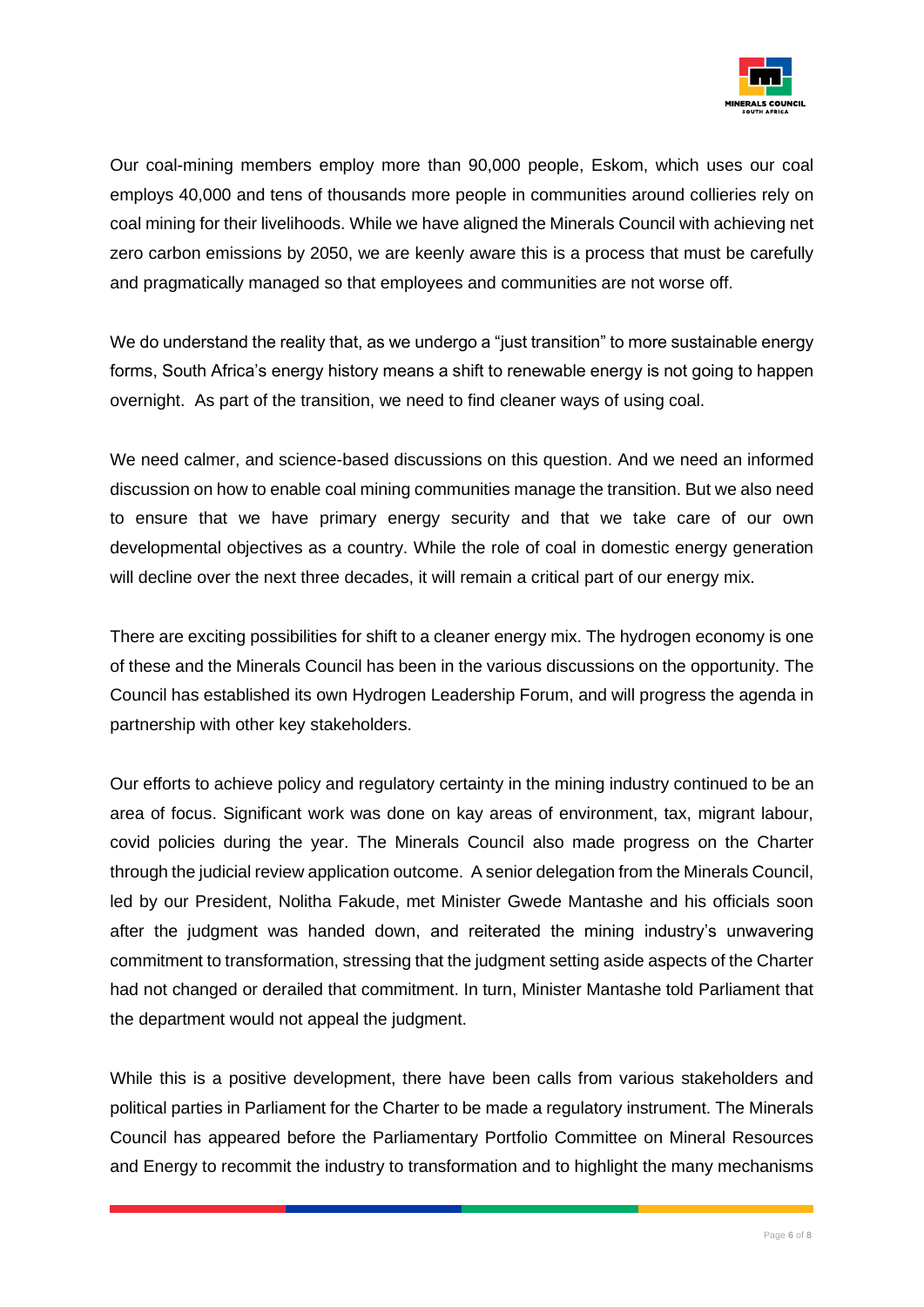Our coal-mining members employ more than 90,000 people, Eskom, which uses our coal employs 40,000 and tens of thousands more people in communities around collieries rely on coal mining for their livelihoods. While we have aligned the Minerals Council with achieving net zero carbon emissions by 2050, we are keenly aware this is a process that must be carefully and pragmatically managed so that employees and communities are not worse off.

We do understand the reality that, as we undergo a "just transition" to more sustainable energy forms, South Africa's energy history means a shift to renewable energy is not going to happen overnight. As part of the transition, we need to find cleaner ways of using coal.

We need calmer, and science-based discussions on this question. And we need an informed discussion on how to enable coal mining communities manage the transition. But we also need to ensure that we have primary energy security and that we take care of our own developmental objectives as a country. While the role of coal in domestic energy generation will decline over the next three decades, it will remain a critical part of our energy mix.

There are exciting possibilities for shift to a cleaner energy mix. The hydrogen economy is one of these and the Minerals Council has been in the various discussions on the opportunity. The Council has established its own Hydrogen Leadership Forum, and will progress the agenda in partnership with other key stakeholders.

Our efforts to achieve policy and regulatory certainty in the mining industry continued to be an area of focus. Significant work was done on kay areas of environment, tax, migrant labour, covid policies during the year. The Minerals Council also made progress on the Charter through the judicial review application outcome. A senior delegation from the Minerals Council, led by our President, Nolitha Fakude, met Minister Gwede Mantashe and his officials soon after the judgment was handed down, and reiterated the mining industry's unwavering commitment to transformation, stressing that the judgment setting aside aspects of the Charter had not changed or derailed that commitment. In turn, Minister Mantashe told Parliament that the department would not appeal the judgment.

While this is a positive development, there have been calls from various stakeholders and political parties in Parliament for the Charter to be made a regulatory instrument. The Minerals Council has appeared before the Parliamentary Portfolio Committee on Mineral Resources and Energy to recommit the industry to transformation and to highlight the many mechanisms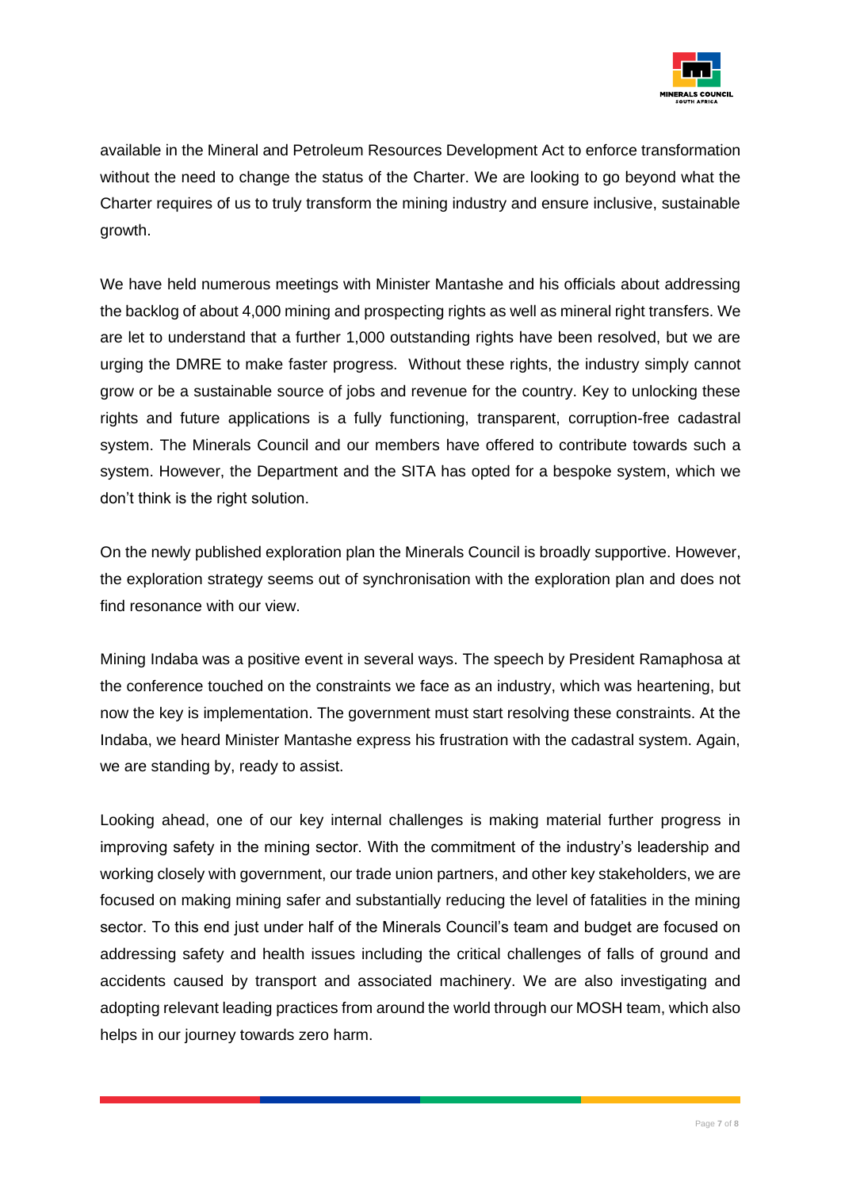available in the Mineral and Petroleum Resources Development Act to enforce transformation without the need to change the status of the Charter. We are looking to go beyond what the Charter requires of us to truly transform the mining industry and ensure inclusive, sustainable growth.

We have held numerous meetings with Minister Mantashe and his officials about addressing the backlog of about 4,000 mining and prospecting rights as well as mineral right transfers. We are let to understand that a further 1,000 outstanding rights have been resolved, but we are urging the DMRE to make faster progress. Without these rights, the industry simply cannot grow or be a sustainable source of jobs and revenue for the country. Key to unlocking these rights and future applications is a fully functioning, transparent, corruption-free cadastral system. The Minerals Council and our members have offered to contribute towards such a system. However, the Department and the SITA has opted for a bespoke system, which we don't think is the right solution.

On the newly published exploration plan the Minerals Council is broadly supportive. However, the exploration strategy seems out of synchronisation with the exploration plan and does not find resonance with our view.

Mining Indaba was a positive event in several ways. The speech by President Ramaphosa at the conference touched on the constraints we face as an industry, which was heartening, but now the key is implementation. The government must start resolving these constraints. At the Indaba, we heard Minister Mantashe express his frustration with the cadastral system. Again, we are standing by, ready to assist.

Looking ahead, one of our key internal challenges is making material further progress in improving safety in the mining sector. With the commitment of the industry's leadership and working closely with government, our trade union partners, and other key stakeholders, we are focused on making mining safer and substantially reducing the level of fatalities in the mining sector. To this end just under half of the Minerals Council's team and budget are focused on addressing safety and health issues including the critical challenges of falls of ground and accidents caused by transport and associated machinery. We are also investigating and adopting relevant leading practices from around the world through our MOSH team, which also helps in our journey towards zero harm.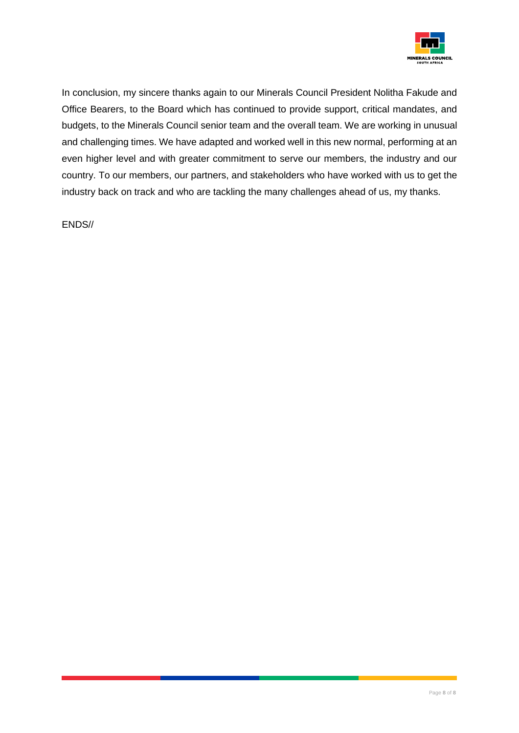In conclusion, my sincere thanks again to our Minerals Council President Nolitha Fakude and Office Bearers, to the Board which has continued to provide support, critical mandates, and budgets, to the Minerals Council senior team and the overall team. We are working in unusual and challenging times. We have adapted and worked well in this new normal, performing at an even higher level and with greater commitment to serve our members, the industry and our country. To our members, our partners, and stakeholders who have worked with us to get the industry back on track and who are tackling the many challenges ahead of us, my thanks.

ENDS//